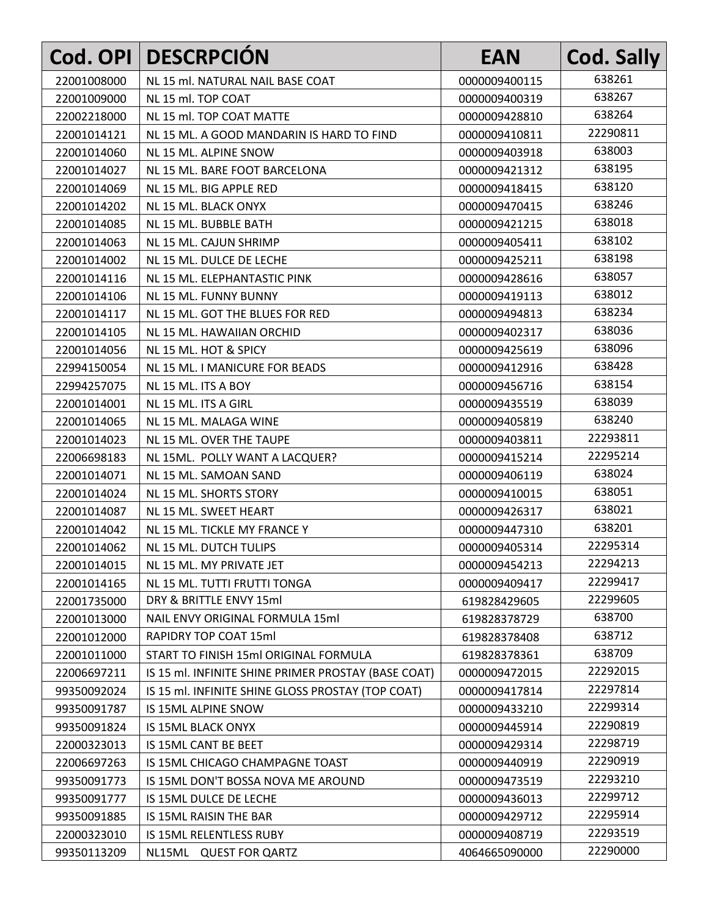| Cod. OPI | DESCRPCIÓN | EAN | Cod. Sally |
|---|---|---|---|
| 22001008000 | NL 15 ml. NATURAL NAIL BASE COAT | 0000009400115 | 638261 |
| 22001009000 | NL 15 ml. TOP COAT | 0000009400319 | 638267 |
| 22002218000 | NL 15 ml. TOP COAT MATTE | 0000009428810 | 638264 |
| 22001014121 | NL 15 ML. A GOOD MANDARIN IS HARD TO FIND | 0000009410811 | 22290811 |
| 22001014060 | NL 15 ML. ALPINE SNOW | 0000009403918 | 638003 |
| 22001014027 | NL 15 ML. BARE FOOT BARCELONA | 0000009421312 | 638195 |
| 22001014069 | NL 15 ML. BIG APPLE RED | 0000009418415 | 638120 |
| 22001014202 | NL 15 ML. BLACK ONYX | 0000009470415 | 638246 |
| 22001014085 | NL 15 ML. BUBBLE BATH | 0000009421215 | 638018 |
| 22001014063 | NL 15 ML. CAJUN SHRIMP | 0000009405411 | 638102 |
| 22001014002 | NL 15 ML. DULCE DE LECHE | 0000009425211 | 638198 |
| 22001014116 | NL 15 ML. ELEPHANTASTIC PINK | 0000009428616 | 638057 |
| 22001014106 | NL 15 ML. FUNNY BUNNY | 0000009419113 | 638012 |
| 22001014117 | NL 15 ML. GOT THE BLUES FOR RED | 0000009494813 | 638234 |
| 22001014105 | NL 15 ML. HAWAIIAN ORCHID | 0000009402317 | 638036 |
| 22001014056 | NL 15 ML. HOT & SPICY | 0000009425619 | 638096 |
| 22994150054 | NL 15 ML. I MANICURE FOR BEADS | 0000009412916 | 638428 |
| 22994257075 | NL 15 ML. ITS A BOY | 0000009456716 | 638154 |
| 22001014001 | NL 15 ML. ITS A GIRL | 0000009435519 | 638039 |
| 22001014065 | NL 15 ML. MALAGA WINE | 0000009405819 | 638240 |
| 22001014023 | NL 15 ML. OVER THE TAUPE | 0000009403811 | 22293811 |
| 22006698183 | NL 15ML. POLLY WANT A LACQUER? | 0000009415214 | 22295214 |
| 22001014071 | NL 15 ML. SAMOAN SAND | 0000009406119 | 638024 |
| 22001014024 | NL 15 ML. SHORTS STORY | 0000009410015 | 638051 |
| 22001014087 | NL 15 ML. SWEET HEART | 0000009426317 | 638021 |
| 22001014042 | NL 15 ML. TICKLE MY FRANCE Y | 0000009447310 | 638201 |
| 22001014062 | NL 15 ML. DUTCH TULIPS | 0000009405314 | 22295314 |
| 22001014015 | NL 15 ML. MY PRIVATE JET | 0000009454213 | 22294213 |
| 22001014165 | NL 15 ML. TUTTI FRUTTI TONGA | 0000009409417 | 22299417 |
| 22001735000 | DRY & BRITTLE ENVY 15ml | 619828429605 | 22299605 |
| 22001013000 | NAIL ENVY ORIGINAL FORMULA 15ml | 619828378729 | 638700 |
| 22001012000 | RAPIDRY TOP COAT 15ml | 619828378408 | 638712 |
| 22001011000 | START TO FINISH 15ml ORIGINAL FORMULA | 619828378361 | 638709 |
| 22006697211 | IS 15 ml. INFINITE SHINE PRIMER PROSTAY (BASE COAT) | 0000009472015 | 22292015 |
| 99350092024 | IS 15 ml. INFINITE SHINE GLOSS PROSTAY (TOP COAT) | 0000009417814 | 22297814 |
| 99350091787 | IS 15ML ALPINE SNOW | 0000009433210 | 22299314 |
| 99350091824 | IS 15ML BLACK ONYX | 0000009445914 | 22290819 |
| 22000323013 | IS 15ML CANT BE BEET | 0000009429314 | 22298719 |
| 22006697263 | IS 15ML CHICAGO CHAMPAGNE TOAST | 0000009440919 | 22290919 |
| 99350091773 | IS 15ML DON'T BOSSA NOVA ME AROUND | 0000009473519 | 22293210 |
| 99350091777 | IS 15ML DULCE DE LECHE | 0000009436013 | 22299712 |
| 99350091885 | IS 15ML RAISIN THE BAR | 0000009429712 | 22295914 |
| 22000323010 | IS 15ML RELENTLESS RUBY | 0000009408719 | 22293519 |
| 99350113209 | NL15ML QUEST FOR QARTZ | 4064665090000 | 22290000 |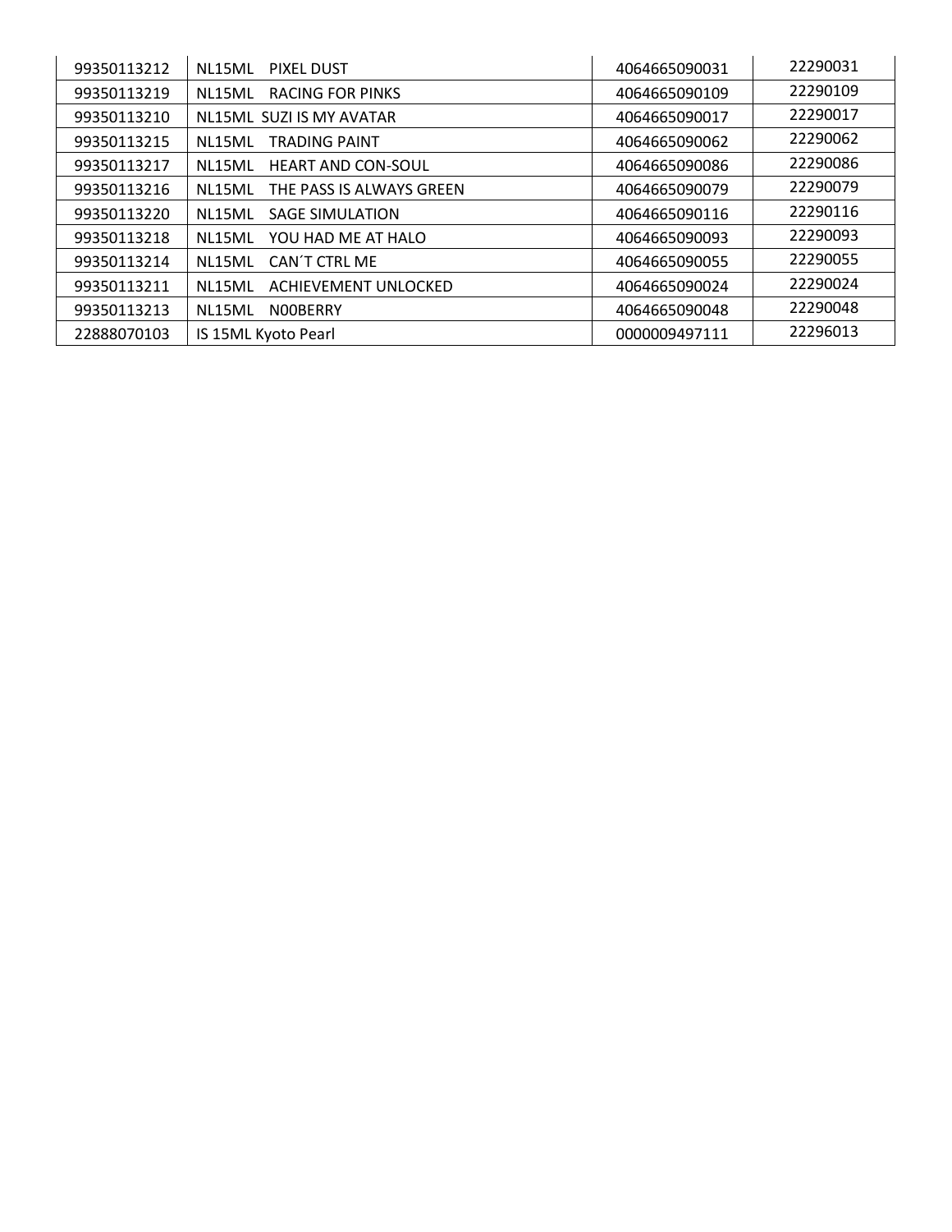| | | | |
|---|---|---|---|
| 99350113212 | NL15ML PIXEL DUST | 4064665090031 | 22290031 |
| 99350113219 | NL15ML RACING FOR PINKS | 4064665090109 | 22290109 |
| 99350113210 | NL15ML SUZI IS MY AVATAR | 4064665090017 | 22290017 |
| 99350113215 | NL15ML TRADING PAINT | 4064665090062 | 22290062 |
| 99350113217 | NL15ML HEART AND CON-SOUL | 4064665090086 | 22290086 |
| 99350113216 | NL15ML THE PASS IS ALWAYS GREEN | 4064665090079 | 22290079 |
| 99350113220 | NL15ML SAGE SIMULATION | 4064665090116 | 22290116 |
| 99350113218 | NL15ML YOU HAD ME AT HALO | 4064665090093 | 22290093 |
| 99350113214 | NL15ML CAN´T CTRL ME | 4064665090055 | 22290055 |
| 99350113211 | NL15ML ACHIEVEMENT UNLOCKED | 4064665090024 | 22290024 |
| 99350113213 | NL15ML N00BERRY | 4064665090048 | 22290048 |
| 22888070103 | IS 15ML Kyoto Pearl | 0000009497111 | 22296013 |